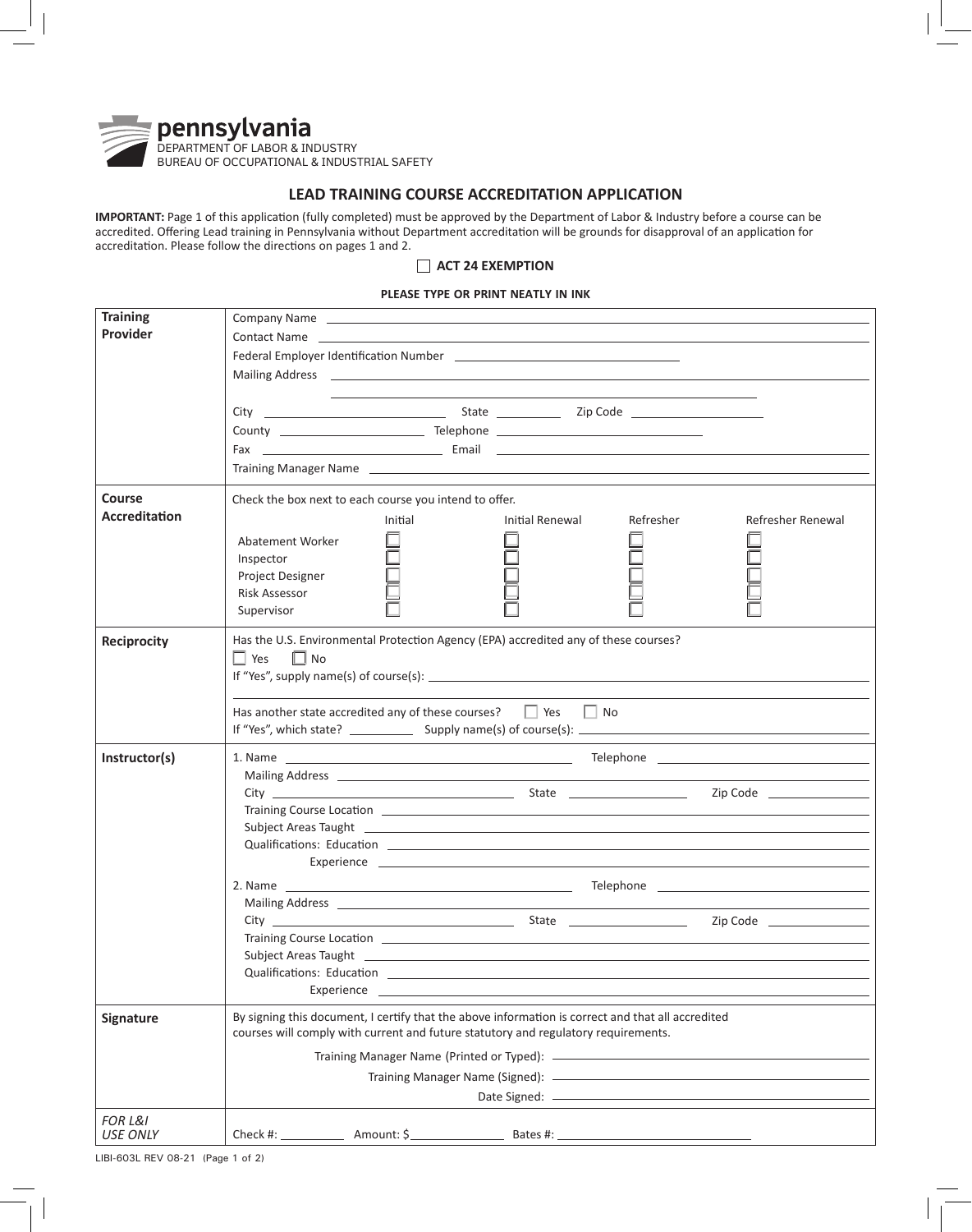pennsylvania
DEPARTMENT OF LABOR & INDUSTRY
BUREAU OF OCCUPATIONAL & INDUSTRIAL SAFETY

# LEAD TRAINING COURSE ACCREDITATION APPLICATION

**IMPORTANT:** Page 1 of this application (fully completed) must be approved by the Department of Labor & Industry before a course can be accredited. Offering Lead training in Pennsylvania without Department accreditation will be grounds for disapproval of an application for accreditation. Please follow the directions on pages 1 and 2.

☐ **ACT 24 EXEMPTION**

**PLEASE TYPE OR PRINT NEATLY IN INK**

## Training Provider

Company Name ______________________________

Contact Name ______________________________

Federal Employer Identification Number ______________________________

Mailing Address ______________________________

______________________________

City ______________ State ______________ Zip Code ______________

County ______________ Telephone ______________

Fax ______________ Email ______________

Training Manager Name ______________________________

## Course Accreditation

Check the box next to each course you intend to offer.

| | Initial | Initial Renewal | Refresher | Refresher Renewal |
|---|---|---|---|---|
| Abatement Worker | ☐ | ☐ | ☐ | ☐ |
| Inspector | ☐ | ☐ | ☐ | ☐ |
| Project Designer | ☐ | ☐ | ☐ | ☐ |
| Risk Assessor | ☐ | ☐ | ☐ | ☐ |
| Supervisor | ☐ | ☐ | ☐ | ☐ |

## Reciprocity

Has the U.S. Environmental Protection Agency (EPA) accredited any of these courses?

☐ Yes ☐ No

If "Yes", supply name(s) of course(s): ______________________________

______________________________

Has another state accredited any of these courses? ☐ Yes ☐ No

If "Yes", which state? ______________ Supply name(s) of course(s): ______________________________

## Instructor(s)

1. Name ______________________________ Telephone ______________

   Mailing Address ______________________________

   City ______________ State ______________ Zip Code ______________

   Training Course Location ______________________________

   Subject Areas Taught ______________________________

   Qualifications: Education ______________________________

   Experience ______________________________

2. Name ______________________________ Telephone ______________

   Mailing Address ______________________________

   City ______________ State ______________ Zip Code ______________

   Training Course Location ______________________________

   Subject Areas Taught ______________________________

   Qualifications: Education ______________________________

   Experience ______________________________

## Signature

By signing this document, I certify that the above information is correct and that all accredited courses will comply with current and future statutory and regulatory requirements.

Training Manager Name (Printed or Typed): ______________________________

Training Manager Name (Signed): ______________________________

Date Signed: ______________________________

## *FOR L&I USE ONLY*

Check #: ______________ Amount: $______________ Bates #: ______________

LIBI-603L REV 08-21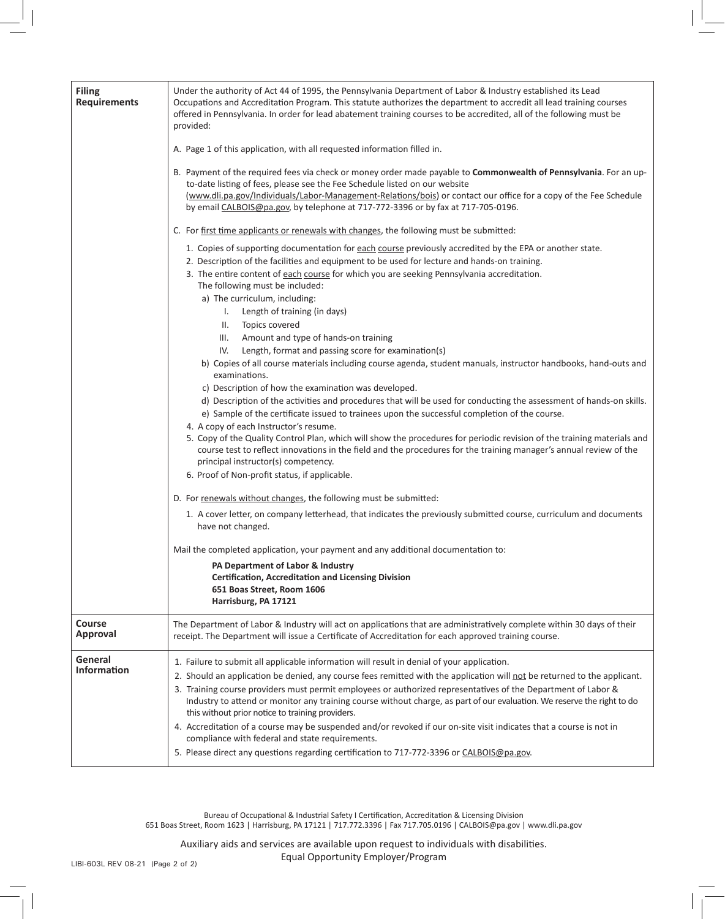| | |
|---|---|
| **Filing Requirements** | Under the authority of Act 44 of 1995, the Pennsylvania Department of Labor & Industry established its Lead Occupations and Accreditation Program. This statute authorizes the department to accredit all lead training courses offered in Pennsylvania. In order for lead abatement training courses to be accredited, all of the following must be provided:<br><br>A. Page 1 of this application, with all requested information filled in.<br><br>B. Payment of the required fees via check or money order made payable to **Commonwealth of Pennsylvania**. For an up-to-date listing of fees, please see the Fee Schedule listed on our website (www.dli.pa.gov/Individuals/Labor-Management-Relations/bois) or contact our office for a copy of the Fee Schedule by email CALBOIS@pa.gov, by telephone at 717-772-3396 or by fax at 717-705-0196.<br><br>C. For first time applicants or renewals with changes, the following must be submitted:<br>1. Copies of supporting documentation for each course previously accredited by the EPA or another state.<br>2. Description of the facilities and equipment to be used for lecture and hands-on training.<br>3. The entire content of each course for which you are seeking Pennsylvania accreditation. The following must be included:<br>a) The curriculum, including:<br>I. Length of training (in days)<br>II. Topics covered<br>III. Amount and type of hands-on training<br>IV. Length, format and passing score for examination(s)<br>b) Copies of all course materials including course agenda, student manuals, instructor handbooks, hand-outs and examinations.<br>c) Description of how the examination was developed.<br>d) Description of the activities and procedures that will be used for conducting the assessment of hands-on skills.<br>e) Sample of the certificate issued to trainees upon the successful completion of the course.<br>4. A copy of each Instructor's resume.<br>5. Copy of the Quality Control Plan, which will show the procedures for periodic revision of the training materials and course test to reflect innovations in the field and the procedures for the training manager's annual review of the principal instructor(s) competency.<br>6. Proof of Non-profit status, if applicable.<br><br>D. For renewals without changes, the following must be submitted:<br>1. A cover letter, on company letterhead, that indicates the previously submitted course, curriculum and documents have not changed.<br><br>Mail the completed application, your payment and any additional documentation to:<br><br>**PA Department of Labor & Industry**<br>**Certification, Accreditation and Licensing Division**<br>**651 Boas Street, Room 1606**<br>**Harrisburg, PA 17121** |
| **Course Approval** | The Department of Labor & Industry will act on applications that are administratively complete within 30 days of their receipt. The Department will issue a Certificate of Accreditation for each approved training course. |
| **General Information** | 1. Failure to submit all applicable information will result in denial of your application.<br>2. Should an application be denied, any course fees remitted with the application will not be returned to the applicant.<br>3. Training course providers must permit employees or authorized representatives of the Department of Labor & Industry to attend or monitor any training course without charge, as part of our evaluation. We reserve the right to do this without prior notice to training providers.<br>4. Accreditation of a course may be suspended and/or revoked if our on-site visit indicates that a course is not in compliance with federal and state requirements.<br>5. Please direct any questions regarding certification to 717-772-3396 or CALBOIS@pa.gov. |

Bureau of Occupational & Industrial Safety I Certification, Accreditation & Licensing Division
651 Boas Street, Room 1623 | Harrisburg, PA 17121 | 717.772.3396 | Fax 717.705.0196 | CALBOIS@pa.gov | www.dli.pa.gov

Auxiliary aids and services are available upon request to individuals with disabilities.
Equal Opportunity Employer/Program

LIBI-603L REV 08-21